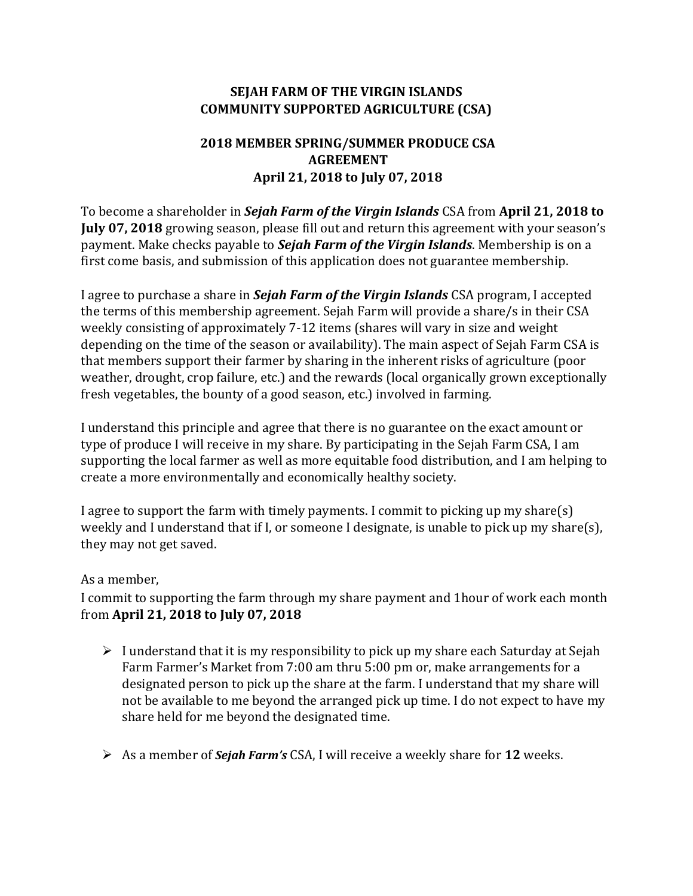# SEJAH FARM OF THE VIRGIN ISLANDS
# COMMUNITY SUPPORTED AGRICULTURE (CSA)

## 2018 MEMBER SPRING/SUMMER PRODUCE CSA AGREEMENT
## April 21, 2018 to July 07, 2018

To become a shareholder in ***Sejah Farm of the Virgin Islands*** CSA from **April 21, 2018 to July 07, 2018** growing season, please fill out and return this agreement with your season's payment. Make checks payable to ***Sejah Farm of the Virgin Islands***. Membership is on a first come basis, and submission of this application does not guarantee membership.

I agree to purchase a share in ***Sejah Farm of the Virgin Islands*** CSA program, I accepted the terms of this membership agreement. Sejah Farm will provide a share/s in their CSA weekly consisting of approximately 7-12 items (shares will vary in size and weight depending on the time of the season or availability). The main aspect of Sejah Farm CSA is that members support their farmer by sharing in the inherent risks of agriculture (poor weather, drought, crop failure, etc.) and the rewards (local organically grown exceptionally fresh vegetables, the bounty of a good season, etc.) involved in farming.

I understand this principle and agree that there is no guarantee on the exact amount or type of produce I will receive in my share. By participating in the Sejah Farm CSA, I am supporting the local farmer as well as more equitable food distribution, and I am helping to create a more environmentally and economically healthy society.

I agree to support the farm with timely payments. I commit to picking up my share(s) weekly and I understand that if I, or someone I designate, is unable to pick up my share(s), they may not get saved.

As a member,
I commit to supporting the farm through my share payment and 1hour of work each month from **April 21, 2018 to July 07, 2018**

- I understand that it is my responsibility to pick up my share each Saturday at Sejah Farm Farmer's Market from 7:00 am thru 5:00 pm or, make arrangements for a designated person to pick up the share at the farm. I understand that my share will not be available to me beyond the arranged pick up time. I do not expect to have my share held for me beyond the designated time.

- As a member of ***Sejah Farm's*** CSA, I will receive a weekly share for **12** weeks.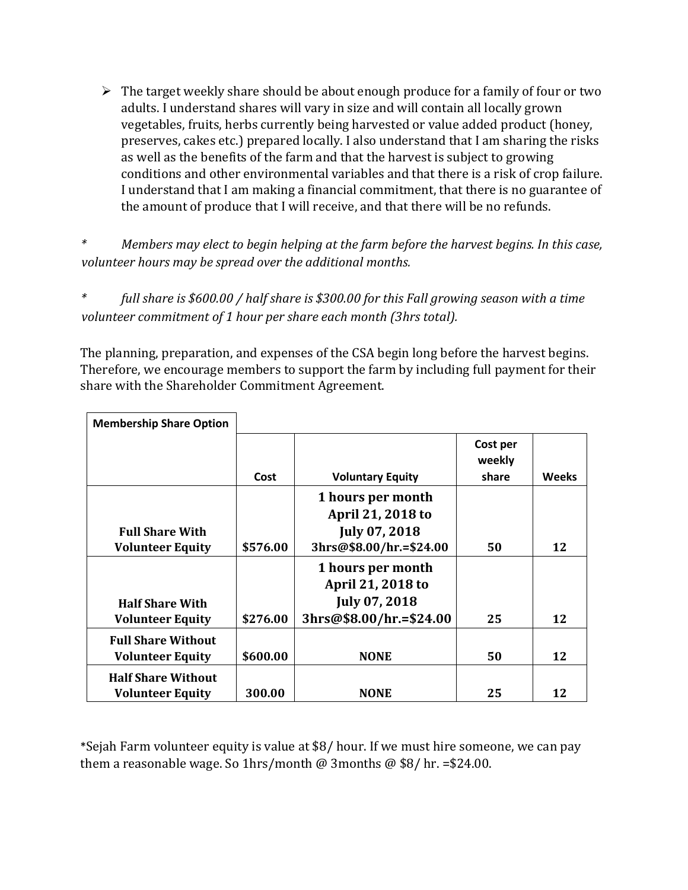- The target weekly share should be about enough produce for a family of four or two adults. I understand shares will vary in size and will contain all locally grown vegetables, fruits, herbs currently being harvested or value added product (honey, preserves, cakes etc.) prepared locally. I also understand that I am sharing the risks as well as the benefits of the farm and that the harvest is subject to growing conditions and other environmental variables and that there is a risk of crop failure. I understand that I am making a financial commitment, that there is no guarantee of the amount of produce that I will receive, and that there will be no refunds.

*\*       Members may elect to begin helping at the farm before the harvest begins. In this case, volunteer hours may be spread over the additional months.*

*\*       full share is $600.00 / half share is $300.00 for this Fall growing season with a time volunteer commitment of 1 hour per share each month (3hrs total).*

The planning, preparation, and expenses of the CSA begin long before the harvest begins. Therefore, we encourage members to support the farm by including full payment for their share with the Shareholder Commitment Agreement.

| **Membership Share Option** | **Cost** | **Voluntary Equity** | **Cost per weekly share** | **Weeks** |
|---|---|---|---|---|
| **Full Share With Volunteer Equity** | **$576.00** | **1 hours per month April 21, 2018 to July 07, 2018 3hrs@$8.00/hr.=$24.00** | **50** | **12** |
| **Half Share With Volunteer Equity** | **$276.00** | **1 hours per month April 21, 2018 to July 07, 2018 3hrs@$8.00/hr.=$24.00** | **25** | **12** |
| **Full Share Without Volunteer Equity** | **$600.00** | **NONE** | **50** | **12** |
| **Half Share Without Volunteer Equity** | **300.00** | **NONE** | **25** | **12** |

*Sejah Farm volunteer equity is value at $8/ hour. If we must hire someone, we can pay them a reasonable wage. So 1hrs/month @ 3months @ $8/ hr. =$24.00.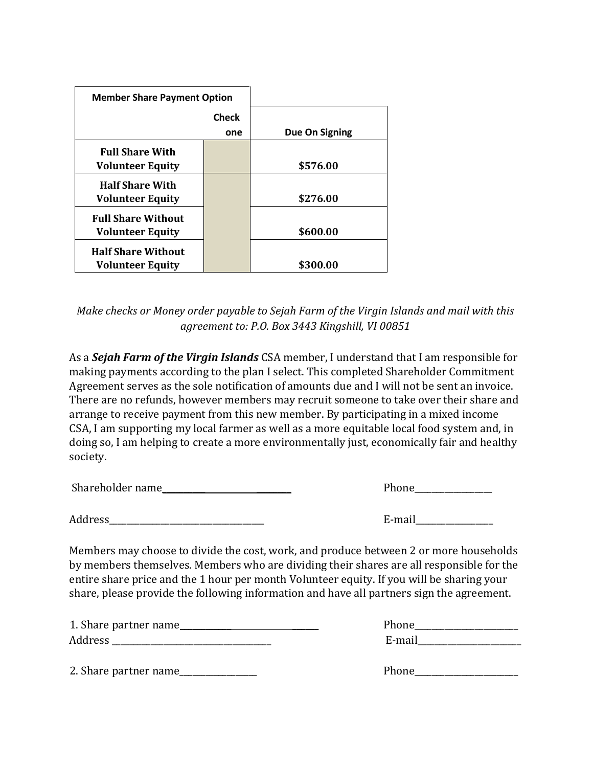| Member Share Payment Option | Check one | Due On Signing |
|---|---|---|
| **Full Share With Volunteer Equity** | | **$576.00** |
| **Half Share With Volunteer Equity** | | **$276.00** |
| **Full Share Without Volunteer Equity** | | **$600.00** |
| **Half Share Without Volunteer Equity** | | **$300.00** |

*Make checks or Money order payable to Sejah Farm of the Virgin Islands and mail with this agreement to: P.O. Box 3443 Kingshill, VI 00851*

As a ***Sejah Farm of the Virgin Islands*** CSA member, I understand that I am responsible for making payments according to the plan I select. This completed Shareholder Commitment Agreement serves as the sole notification of amounts due and I will not be sent an invoice. There are no refunds, however members may recruit someone to take over their share and arrange to receive payment from this new member. By participating in a mixed income CSA, I am supporting my local farmer as well as a more equitable local food system and, in doing so, I am helping to create a more environmentally just, economically fair and healthy society.

Shareholder name______________________________ Phone_________________

Address___________________________________ E-mail_________________

Members may choose to divide the cost, work, and produce between 2 or more households by members themselves. Members who are dividing their shares are all responsible for the entire share price and the 1 hour per month Volunteer equity. If you will be sharing your share, please provide the following information and have all partners sign the agreement.

1. Share partner name_____________________________ Phone_______________________
Address ___________________________________ E-mail_______________________

2. Share partner name_________________ Phone_______________________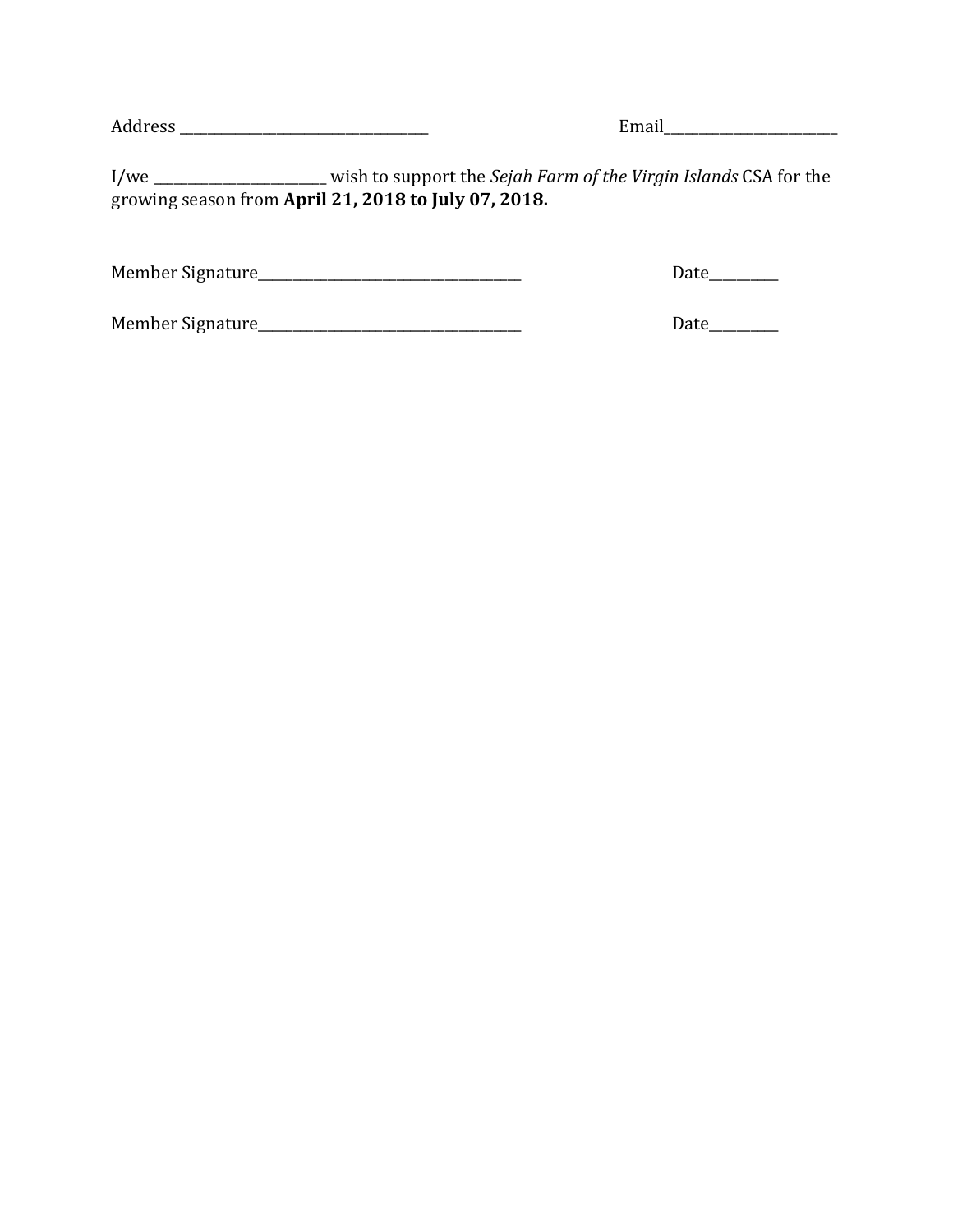Address ___________________________________ Email________________________

I/we ________________________ wish to support the *Sejah Farm of the Virgin Islands* CSA for the growing season from **April 21, 2018 to July 07, 2018.**

Member Signature_____________________________________ Date_________

Member Signature_____________________________________ Date_________